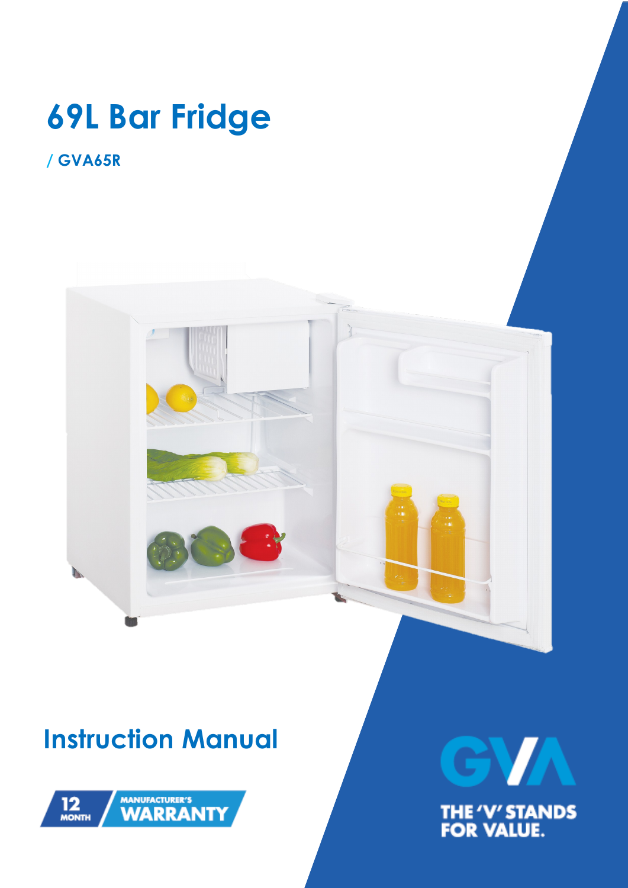# 69L Bar Fridge

**/ GVA65R**

## Instruction Manual

12 MONTH MANUFACTURER'S WARRANTY

GVA

THE 'V' STANDS FOR VALUE.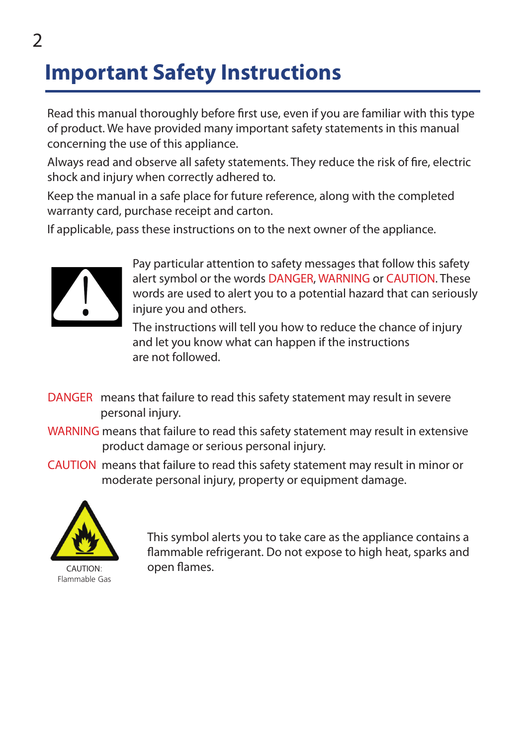# Important Safety Instructions

Read this manual thoroughly before first use, even if you are familiar with this type of product. We have provided many important safety statements in this manual concerning the use of this appliance.

Always read and observe all safety statements. They reduce the risk of fire, electric shock and injury when correctly adhered to.

Keep the manual in a safe place for future reference, along with the completed warranty card, purchase receipt and carton.

If applicable, pass these instructions on to the next owner of the appliance.

Pay particular attention to safety messages that follow this safety alert symbol or the words DANGER, WARNING or CAUTION. These words are used to alert you to a potential hazard that can seriously injure you and others.

The instructions will tell you how to reduce the chance of injury and let you know what can happen if the instructions are not followed.

DANGER means that failure to read this safety statement may result in severe personal injury.

WARNING means that failure to read this safety statement may result in extensive product damage or serious personal injury.

CAUTION means that failure to read this safety statement may result in minor or moderate personal injury, property or equipment damage.

CAUTION: Flammable Gas

This symbol alerts you to take care as the appliance contains a flammable refrigerant. Do not expose to high heat, sparks and open flames.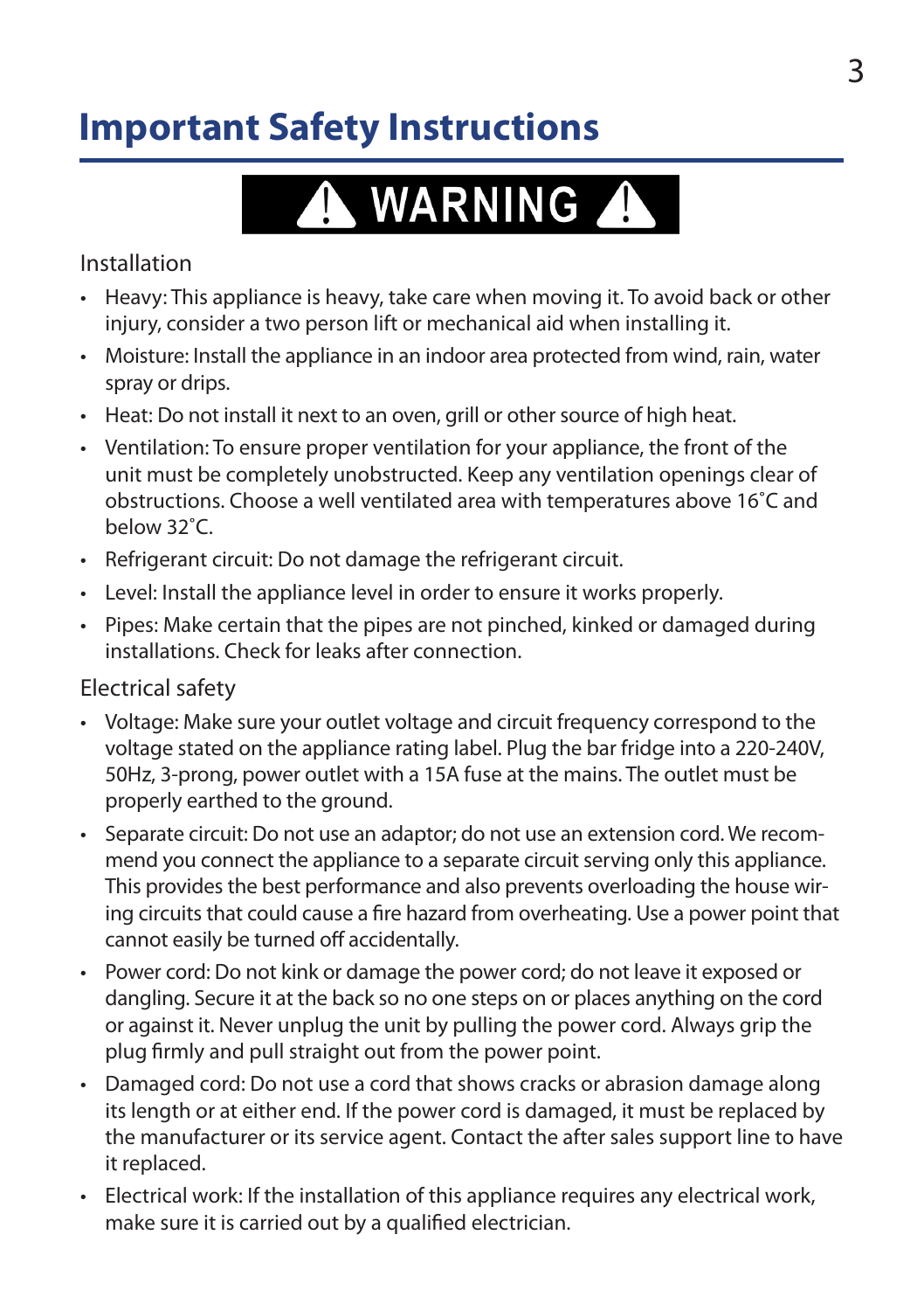# Important Safety Instructions

**⚠ WARNING ⚠**

## Installation

- Heavy: This appliance is heavy, take care when moving it. To avoid back or other injury, consider a two person lift or mechanical aid when installing it.
- Moisture: Install the appliance in an indoor area protected from wind, rain, water spray or drips.
- Heat: Do not install it next to an oven, grill or other source of high heat.
- Ventilation: To ensure proper ventilation for your appliance, the front of the unit must be completely unobstructed. Keep any ventilation openings clear of obstructions. Choose a well ventilated area with temperatures above 16˚C and below 32˚C.
- Refrigerant circuit: Do not damage the refrigerant circuit.
- Level: Install the appliance level in order to ensure it works properly.
- Pipes: Make certain that the pipes are not pinched, kinked or damaged during installations. Check for leaks after connection.

## Electrical safety

- Voltage: Make sure your outlet voltage and circuit frequency correspond to the voltage stated on the appliance rating label. Plug the bar fridge into a 220-240V, 50Hz, 3-prong, power outlet with a 15A fuse at the mains. The outlet must be properly earthed to the ground.
- Separate circuit: Do not use an adaptor; do not use an extension cord. We recommend you connect the appliance to a separate circuit serving only this appliance. This provides the best performance and also prevents overloading the house wiring circuits that could cause a fire hazard from overheating. Use a power point that cannot easily be turned off accidentally.
- Power cord: Do not kink or damage the power cord; do not leave it exposed or dangling. Secure it at the back so no one steps on or places anything on the cord or against it. Never unplug the unit by pulling the power cord. Always grip the plug firmly and pull straight out from the power point.
- Damaged cord: Do not use a cord that shows cracks or abrasion damage along its length or at either end. If the power cord is damaged, it must be replaced by the manufacturer or its service agent. Contact the after sales support line to have it replaced.
- Electrical work: If the installation of this appliance requires any electrical work, make sure it is carried out by a qualified electrician.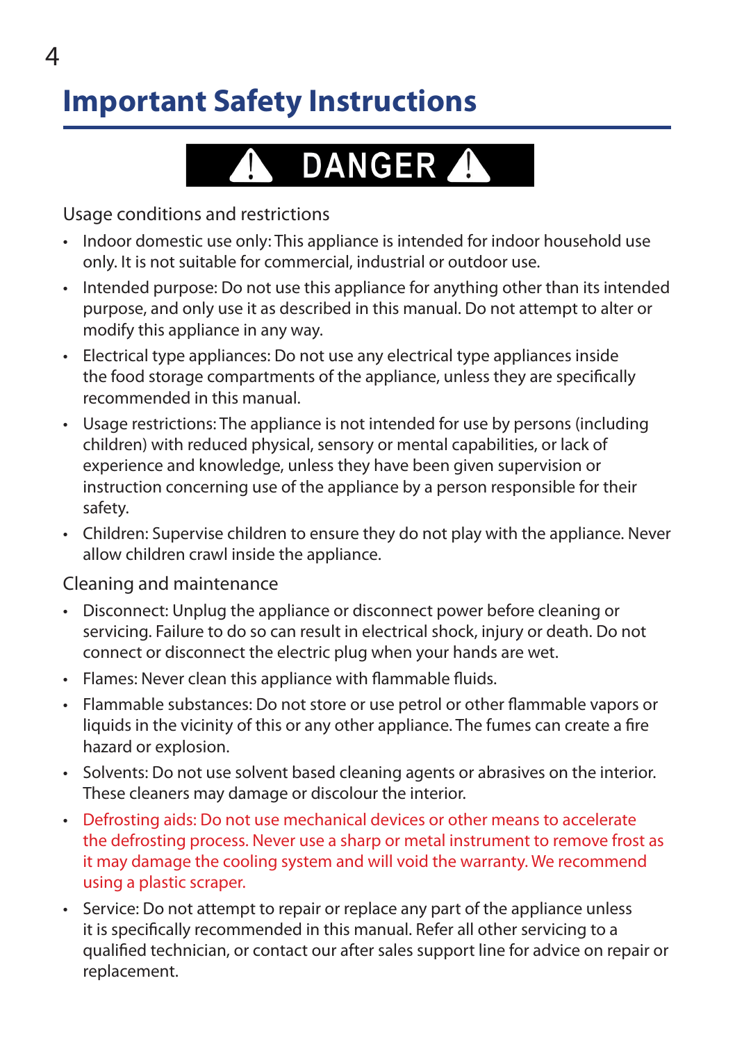# Important Safety Instructions

**⚠ DANGER ⚠**

Usage conditions and restrictions

- Indoor domestic use only: This appliance is intended for indoor household use only. It is not suitable for commercial, industrial or outdoor use.
- Intended purpose: Do not use this appliance for anything other than its intended purpose, and only use it as described in this manual. Do not attempt to alter or modify this appliance in any way.
- Electrical type appliances: Do not use any electrical type appliances inside the food storage compartments of the appliance, unless they are specifically recommended in this manual.
- Usage restrictions: The appliance is not intended for use by persons (including children) with reduced physical, sensory or mental capabilities, or lack of experience and knowledge, unless they have been given supervision or instruction concerning use of the appliance by a person responsible for their safety.
- Children: Supervise children to ensure they do not play with the appliance. Never allow children crawl inside the appliance.

Cleaning and maintenance

- Disconnect: Unplug the appliance or disconnect power before cleaning or servicing. Failure to do so can result in electrical shock, injury or death. Do not connect or disconnect the electric plug when your hands are wet.
- Flames: Never clean this appliance with flammable fluids.
- Flammable substances: Do not store or use petrol or other flammable vapors or liquids in the vicinity of this or any other appliance. The fumes can create a fire hazard or explosion.
- Solvents: Do not use solvent based cleaning agents or abrasives on the interior. These cleaners may damage or discolour the interior.
- Defrosting aids: Do not use mechanical devices or other means to accelerate the defrosting process. Never use a sharp or metal instrument to remove frost as it may damage the cooling system and will void the warranty. We recommend using a plastic scraper.
- Service: Do not attempt to repair or replace any part of the appliance unless it is specifically recommended in this manual. Refer all other servicing to a qualified technician, or contact our after sales support line for advice on repair or replacement.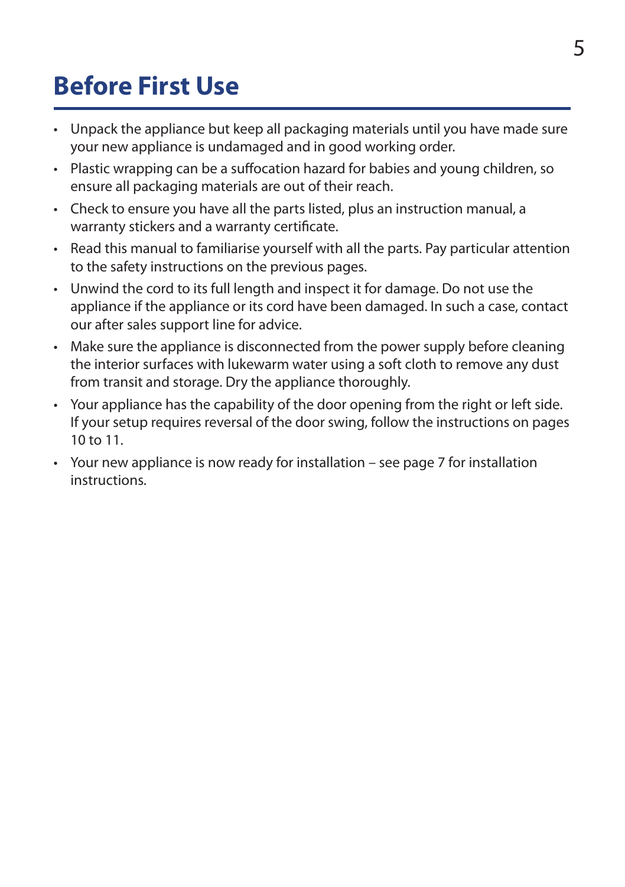# Before First Use

- Unpack the appliance but keep all packaging materials until you have made sure your new appliance is undamaged and in good working order.
- Plastic wrapping can be a suffocation hazard for babies and young children, so ensure all packaging materials are out of their reach.
- Check to ensure you have all the parts listed, plus an instruction manual, a warranty stickers and a warranty certificate.
- Read this manual to familiarise yourself with all the parts. Pay particular attention to the safety instructions on the previous pages.
- Unwind the cord to its full length and inspect it for damage. Do not use the appliance if the appliance or its cord have been damaged. In such a case, contact our after sales support line for advice.
- Make sure the appliance is disconnected from the power supply before cleaning the interior surfaces with lukewarm water using a soft cloth to remove any dust from transit and storage. Dry the appliance thoroughly.
- Your appliance has the capability of the door opening from the right or left side. If your setup requires reversal of the door swing, follow the instructions on pages 10 to 11.
- Your new appliance is now ready for installation – see page 7 for installation instructions.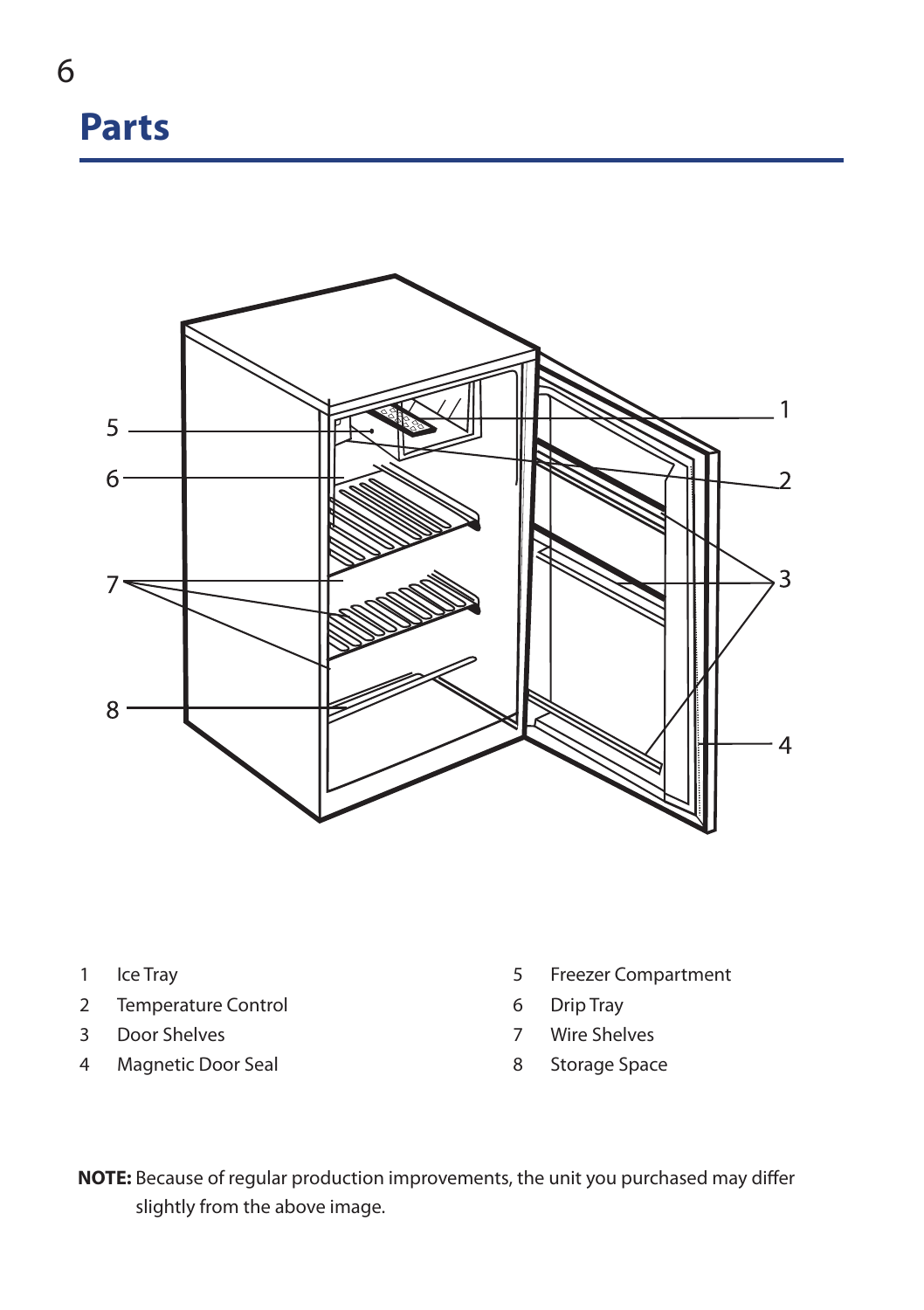# Parts

1 Ice Tray
2 Temperature Control
3 Door Shelves
4 Magnetic Door Seal
5 Freezer Compartment
6 Drip Tray
7 Wire Shelves
8 Storage Space

**NOTE:** Because of regular production improvements, the unit you purchased may differ slightly from the above image.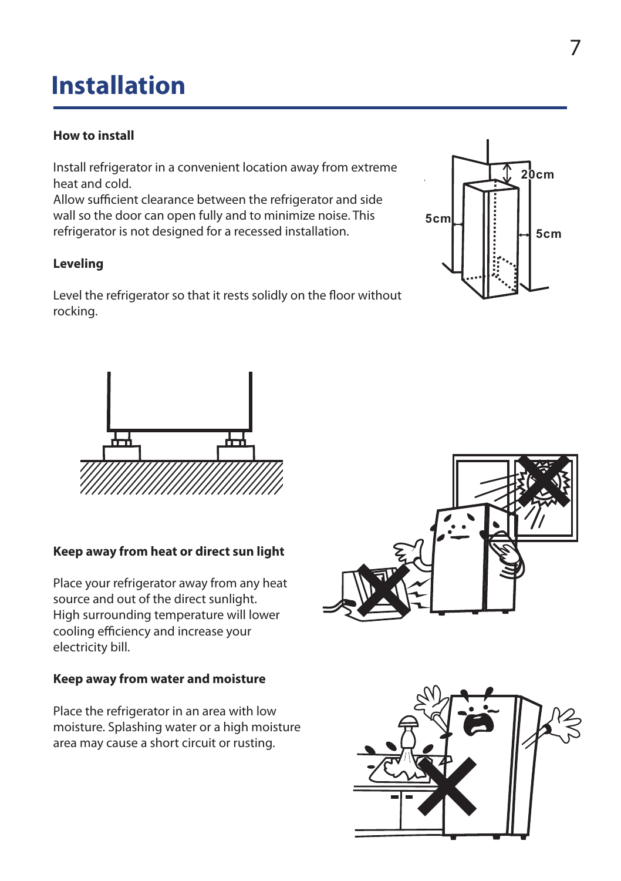# Installation

### How to install

Install refrigerator in a convenient location away from extreme heat and cold.
Allow sufficient clearance between the refrigerator and side wall so the door can open fully and to minimize noise. This refrigerator is not designed for a recessed installation.

### Leveling

Level the refrigerator so that it rests solidly on the floor without rocking.

### Keep away from heat or direct sun light

Place your refrigerator away from any heat source and out of the direct sunlight.
High surrounding temperature will lower cooling efficiency and increase your electricity bill.

### Keep away from water and moisture

Place the refrigerator in an area with low moisture. Splashing water or a high moisture area may cause a short circuit or rusting.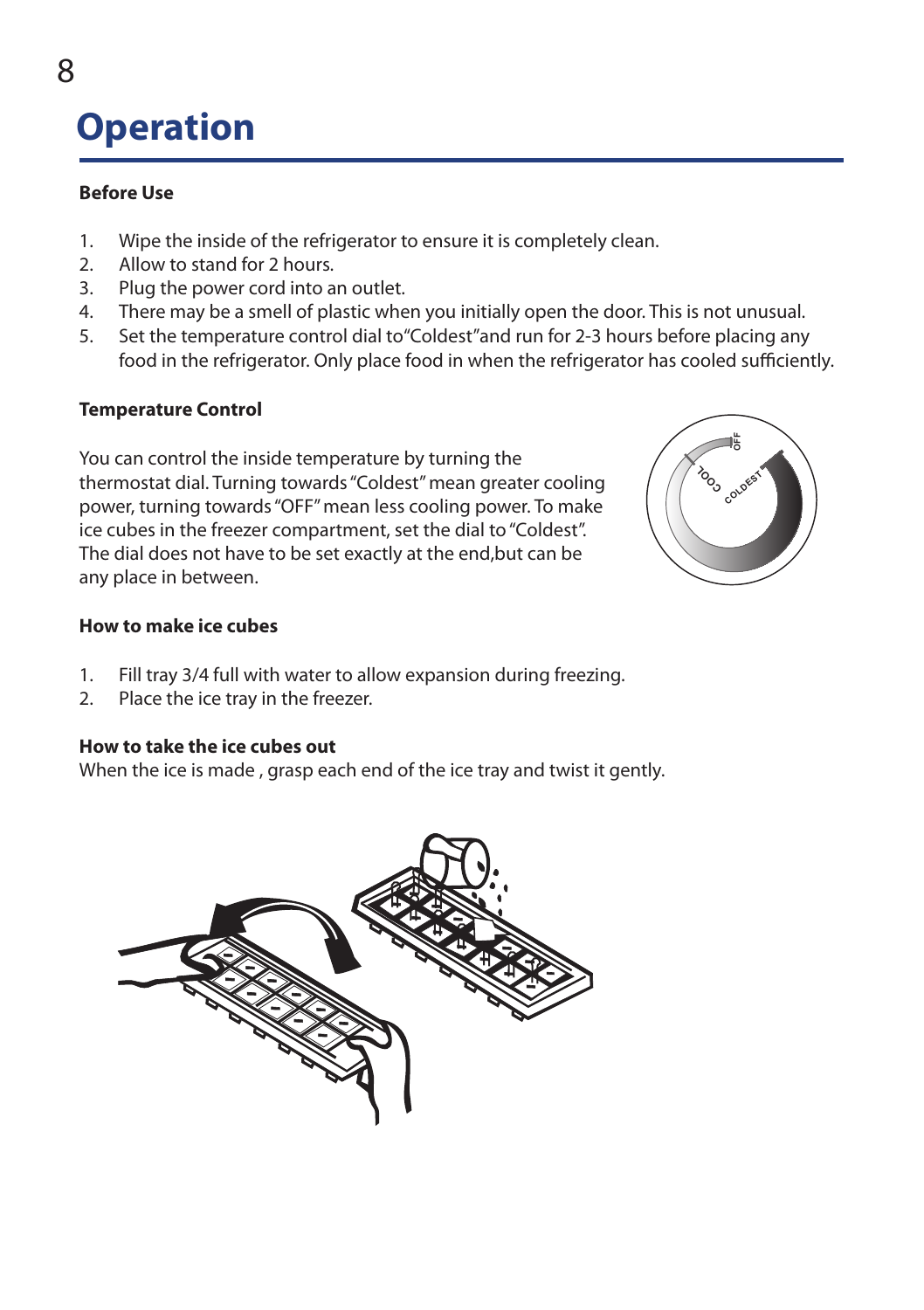# Operation

## Before Use

1. Wipe the inside of the refrigerator to ensure it is completely clean.
2. Allow to stand for 2 hours.
3. Plug the power cord into an outlet.
4. There may be a smell of plastic when you initially open the door. This is not unusual.
5. Set the temperature control dial to"Coldest"and run for 2-3 hours before placing any food in the refrigerator. Only place food in when the refrigerator has cooled sufficiently.

## Temperature Control

You can control the inside temperature by turning the thermostat dial. Turning towards "Coldest" mean greater cooling power, turning towards "OFF" mean less cooling power. To make ice cubes in the freezer compartment, set the dial to "Coldest". The dial does not have to be set exactly at the end,but can be any place in between.

## How to make ice cubes

1. Fill tray 3/4 full with water to allow expansion during freezing.
2. Place the ice tray in the freezer.

## How to take the ice cubes out

When the ice is made , grasp each end of the ice tray and twist it gently.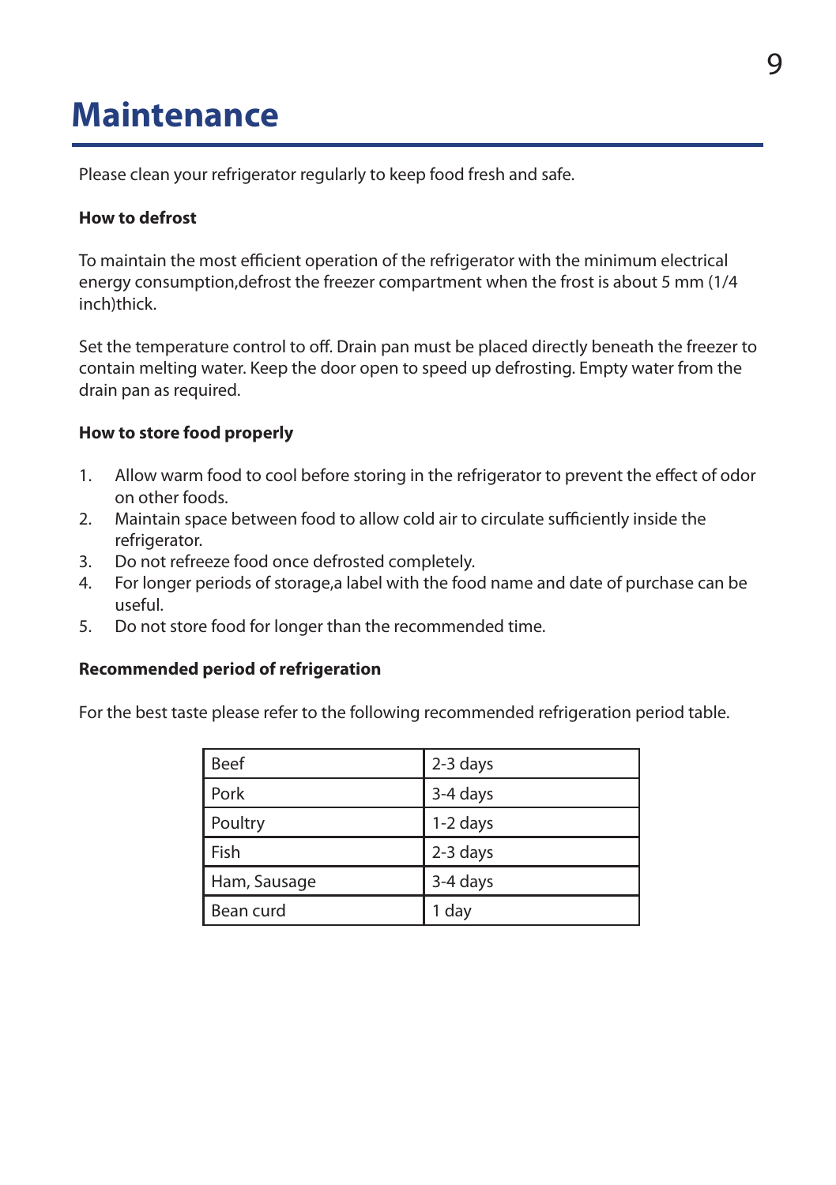# Maintenance

Please clean your refrigerator regularly to keep food fresh and safe.

**How to defrost**

To maintain the most efficient operation of the refrigerator with the minimum electrical energy consumption,defrost the freezer compartment when the frost is about 5 mm (1/4 inch)thick.

Set the temperature control to off. Drain pan must be placed directly beneath the freezer to contain melting water. Keep the door open to speed up defrosting. Empty water from the drain pan as required.

**How to store food properly**

1. Allow warm food to cool before storing in the refrigerator to prevent the effect of odor on other foods.
2. Maintain space between food to allow cold air to circulate sufficiently inside the refrigerator.
3. Do not refreeze food once defrosted completely.
4. For longer periods of storage,a label with the food name and date of purchase can be useful.
5. Do not store food for longer than the recommended time.

**Recommended period of refrigeration**

For the best taste please refer to the following recommended refrigeration period table.

| Beef | 2-3 days |
|---|---|
| Pork | 3-4 days |
| Poultry | 1-2 days |
| Fish | 2-3 days |
| Ham, Sausage | 3-4 days |
| Bean curd | 1 day |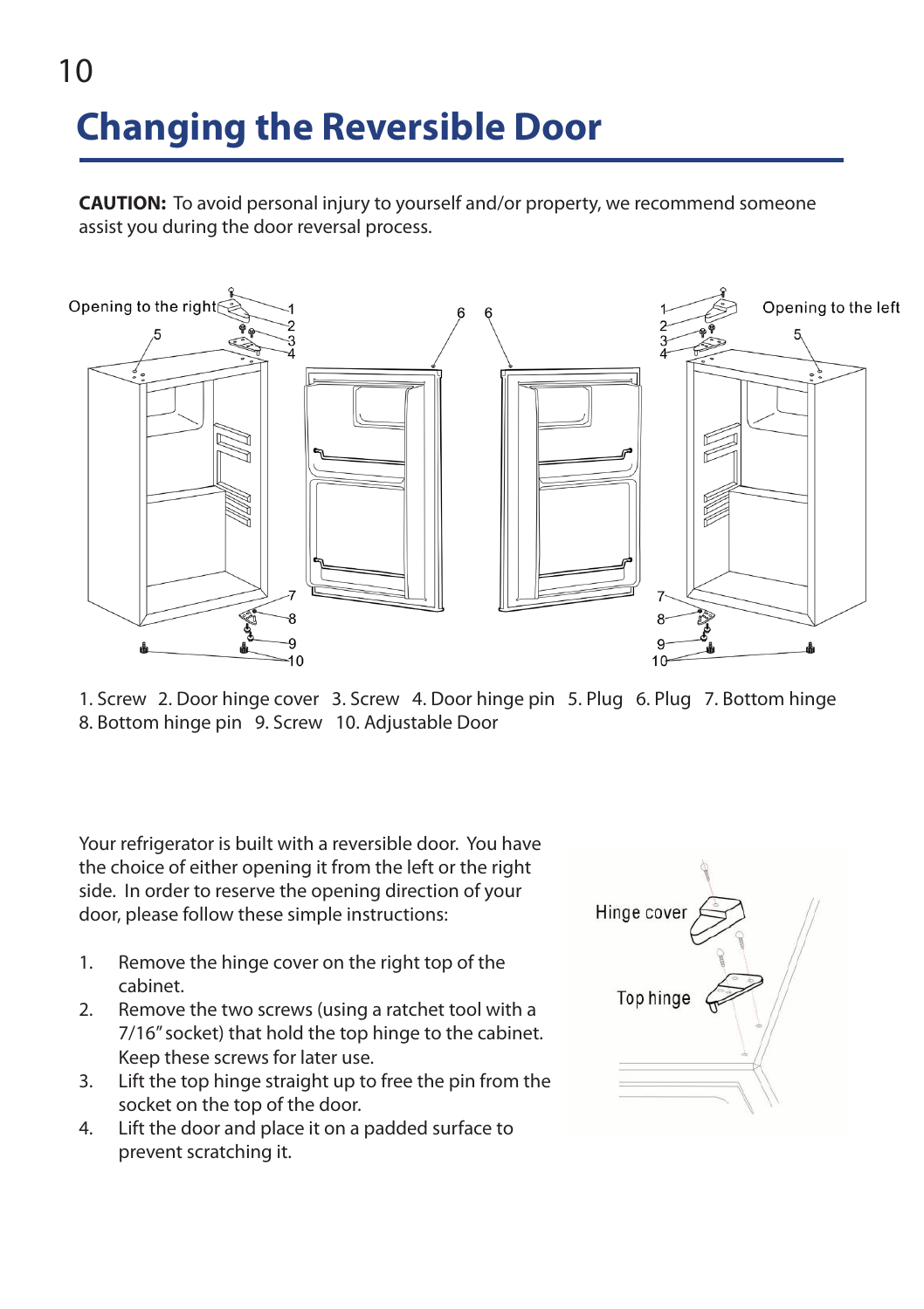# Changing the Reversible Door

**CAUTION:** To avoid personal injury to yourself and/or property, we recommend someone assist you during the door reversal process.

1. Screw 2. Door hinge cover 3. Screw 4. Door hinge pin 5. Plug 6. Plug 7. Bottom hinge 8. Bottom hinge pin 9. Screw 10. Adjustable Door

Your refrigerator is built with a reversible door. You have the choice of either opening it from the left or the right side. In order to reserve the opening direction of your door, please follow these simple instructions:

1. Remove the hinge cover on the right top of the cabinet.
2. Remove the two screws (using a ratchet tool with a 7/16" socket) that hold the top hinge to the cabinet. Keep these screws for later use.
3. Lift the top hinge straight up to free the pin from the socket on the top of the door.
4. Lift the door and place it on a padded surface to prevent scratching it.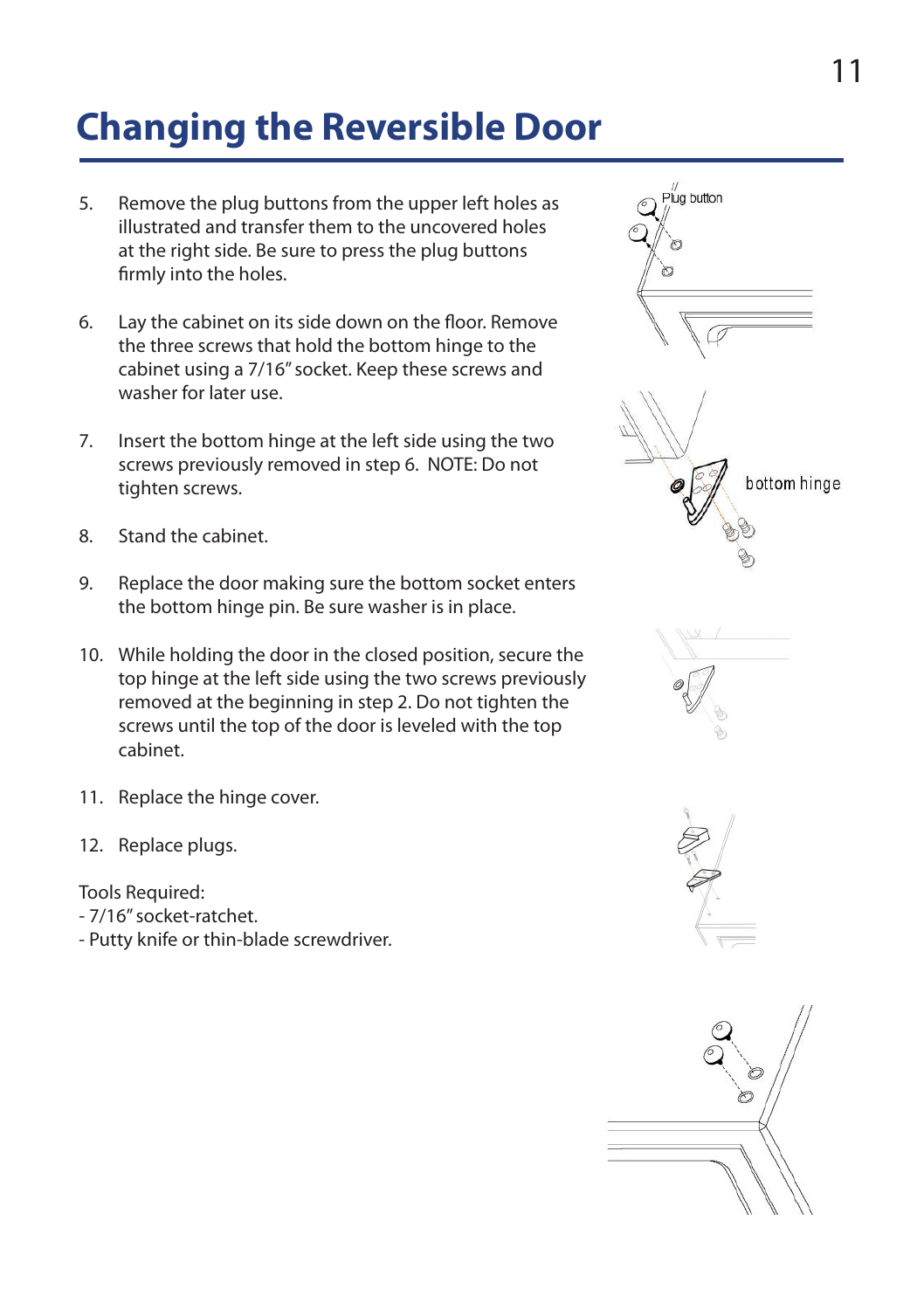# Changing the Reversible Door

5. Remove the plug buttons from the upper left holes as illustrated and transfer them to the uncovered holes at the right side. Be sure to press the plug buttons firmly into the holes.

6. Lay the cabinet on its side down on the floor. Remove the three screws that hold the bottom hinge to the cabinet using a 7/16" socket. Keep these screws and washer for later use.

7. Insert the bottom hinge at the left side using the two screws previously removed in step 6. NOTE: Do not tighten screws.

8. Stand the cabinet.

9. Replace the door making sure the bottom socket enters the bottom hinge pin. Be sure washer is in place.

10. While holding the door in the closed position, secure the top hinge at the left side using the two screws previously removed at the beginning in step 2. Do not tighten the screws until the top of the door is leveled with the top cabinet.

11. Replace the hinge cover.

12. Replace plugs.

Tools Required:
- 7/16" socket-ratchet.
- Putty knife or thin-blade screwdriver.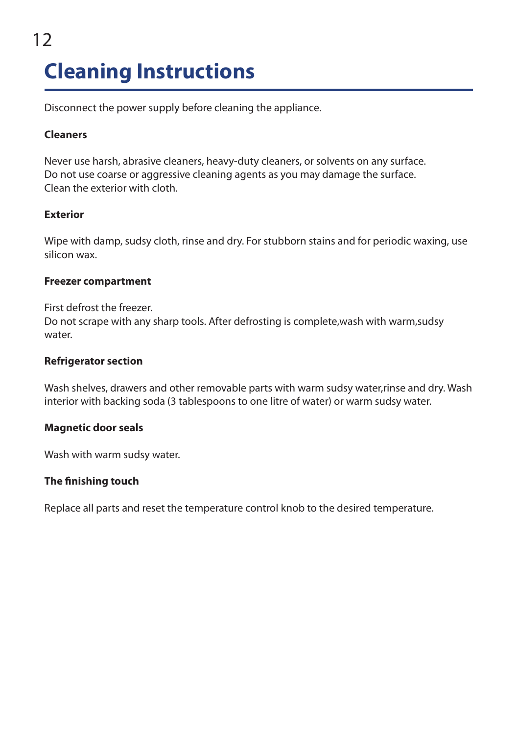# Cleaning Instructions

Disconnect the power supply before cleaning the appliance.

**Cleaners**

Never use harsh, abrasive cleaners, heavy-duty cleaners, or solvents on any surface.
Do not use coarse or aggressive cleaning agents as you may damage the surface.
Clean the exterior with cloth.

**Exterior**

Wipe with damp, sudsy cloth, rinse and dry. For stubborn stains and for periodic waxing, use silicon wax.

**Freezer compartment**

First defrost the freezer.
Do not scrape with any sharp tools. After defrosting is complete,wash with warm,sudsy water.

**Refrigerator section**

Wash shelves, drawers and other removable parts with warm sudsy water,rinse and dry. Wash interior with backing soda (3 tablespoons to one litre of water) or warm sudsy water.

**Magnetic door seals**

Wash with warm sudsy water.

**The finishing touch**

Replace all parts and reset the temperature control knob to the desired temperature.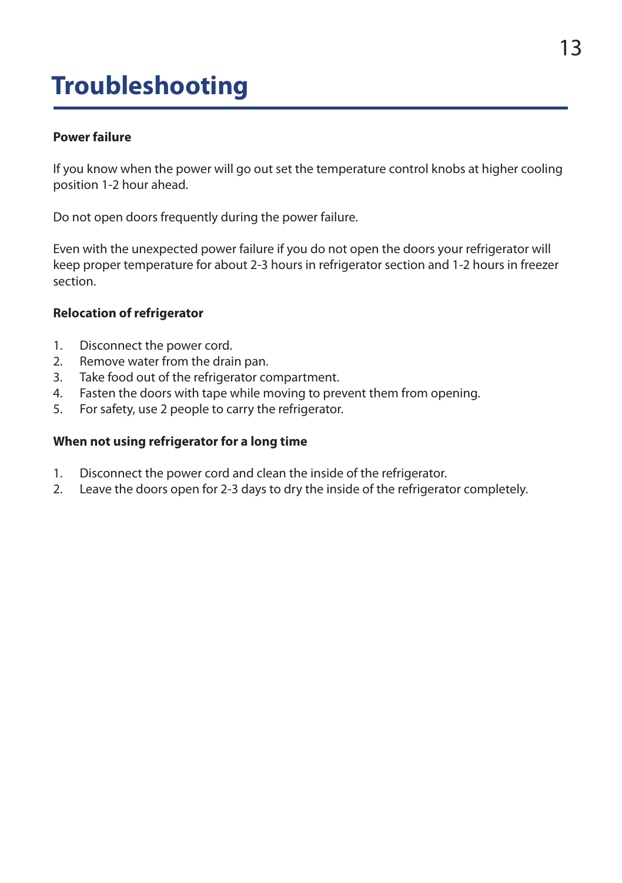# Troubleshooting

**Power failure**

If you know when the power will go out set the temperature control knobs at higher cooling position 1-2 hour ahead.

Do not open doors frequently during the power failure.

Even with the unexpected power failure if you do not open the doors your refrigerator will keep proper temperature for about 2-3 hours in refrigerator section and 1-2 hours in freezer section.

**Relocation of refrigerator**

1. Disconnect the power cord.
2. Remove water from the drain pan.
3. Take food out of the refrigerator compartment.
4. Fasten the doors with tape while moving to prevent them from opening.
5. For safety, use 2 people to carry the refrigerator.

**When not using refrigerator for a long time**

1. Disconnect the power cord and clean the inside of the refrigerator.
2. Leave the doors open for 2-3 days to dry the inside of the refrigerator completely.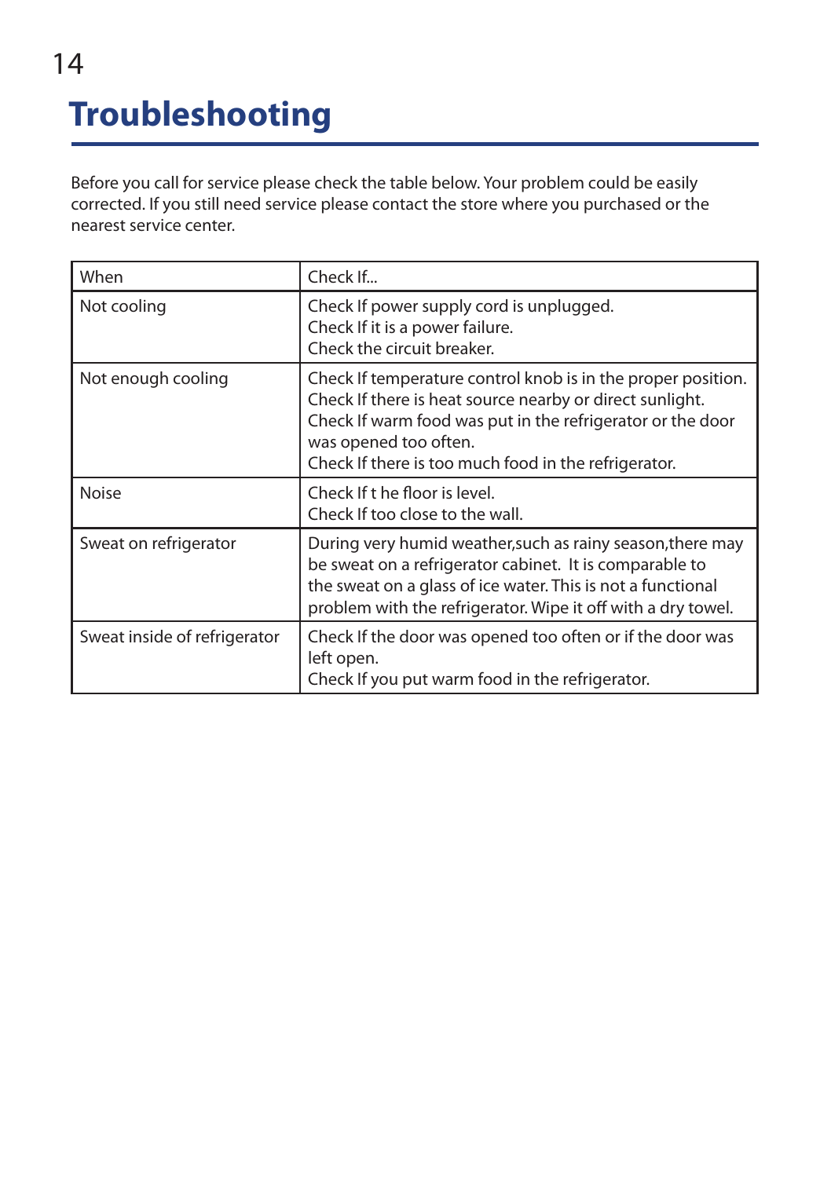# Troubleshooting

Before you call for service please check the table below. Your problem could be easily corrected. If you still need service please contact the store where you purchased or the nearest service center.

| When | Check If... |
| --- | --- |
| Not cooling | Check If power supply cord is unplugged.<br>Check If it is a power failure.<br>Check the circuit breaker. |
| Not enough cooling | Check If temperature control knob is in the proper position.<br>Check If there is heat source nearby or direct sunlight.<br>Check If warm food was put in the refrigerator or the door was opened too often.<br>Check If there is too much food in the refrigerator. |
| Noise | Check If t he floor is level.<br>Check If too close to the wall. |
| Sweat on refrigerator | During very humid weather,such as rainy season,there may be sweat on a refrigerator cabinet. It is comparable to the sweat on a glass of ice water. This is not a functional problem with the refrigerator. Wipe it off with a dry towel. |
| Sweat inside of refrigerator | Check If the door was opened too often or if the door was left open.<br>Check If you put warm food in the refrigerator. |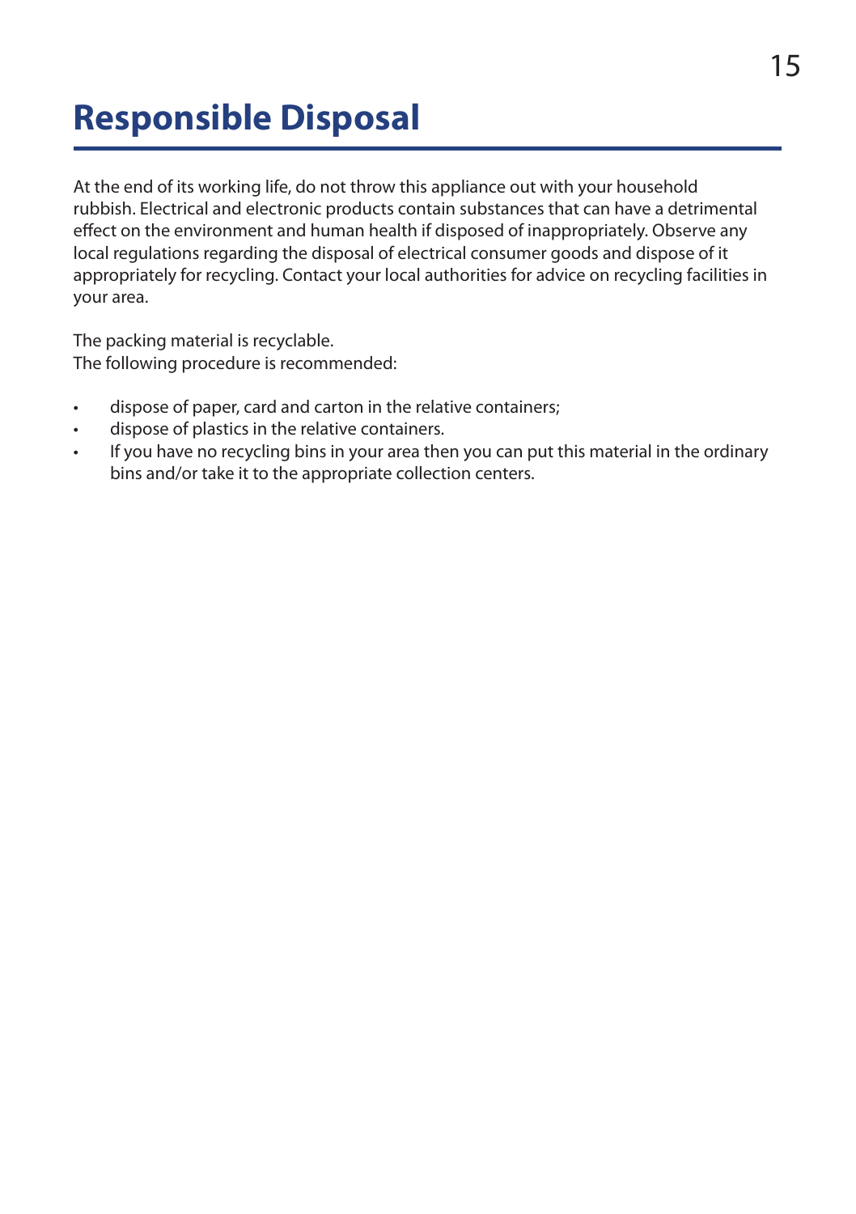# Responsible Disposal

At the end of its working life, do not throw this appliance out with your household rubbish. Electrical and electronic products contain substances that can have a detrimental effect on the environment and human health if disposed of inappropriately. Observe any local regulations regarding the disposal of electrical consumer goods and dispose of it appropriately for recycling. Contact your local authorities for advice on recycling facilities in your area.

The packing material is recyclable.
The following procedure is recommended:

- dispose of paper, card and carton in the relative containers;
- dispose of plastics in the relative containers.
- If you have no recycling bins in your area then you can put this material in the ordinary bins and/or take it to the appropriate collection centers.